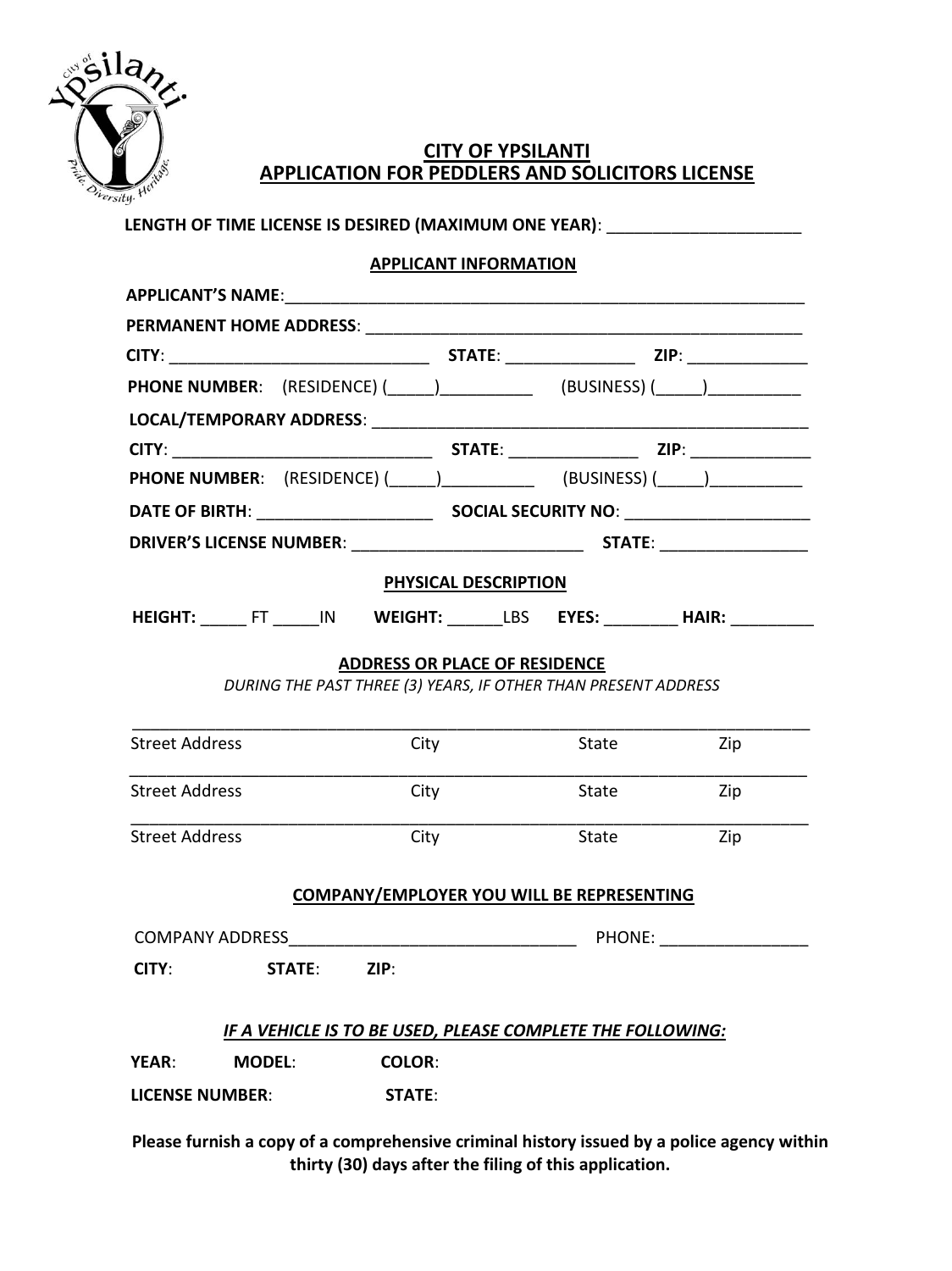# CITY OF YPSILANTI
## APPLICATION FOR PEDDLERS AND SOLICITORS LICENSE

**LENGTH OF TIME LICENSE IS DESIRED (MAXIMUM ONE YEAR)**: ______________________

### APPLICANT INFORMATION

**APPLICANT'S NAME**:____________________________________________________________

**PERMANENT HOME ADDRESS**: __________________________________________________

**CITY**: _____________________________ **STATE**: ______________ **ZIP**: _____________

**PHONE NUMBER**: (RESIDENCE) (_____)__________ (BUSINESS) (_____)__________

**LOCAL/TEMPORARY ADDRESS**: _________________________________________________

**CITY**: _____________________________ **STATE**: ______________ **ZIP**: _____________

**PHONE NUMBER**: (RESIDENCE) (_____)__________ (BUSINESS) (_____)__________

**DATE OF BIRTH**: ___________________ **SOCIAL SECURITY NO**: ____________________

**DRIVER'S LICENSE NUMBER**: __________________________ **STATE**: ________________

### PHYSICAL DESCRIPTION

**HEIGHT:** _____ FT _____IN **WEIGHT:** ______LBS **EYES:** ________ **HAIR:** _________

### ADDRESS OR PLACE OF RESIDENCE

*DURING THE PAST THREE (3) YEARS, IF OTHER THAN PRESENT ADDRESS*

_____________________________________________________________________________

Street Address City State Zip

_____________________________________________________________________________

Street Address City State Zip

_____________________________________________________________________________

Street Address City State Zip

### COMPANY/EMPLOYER YOU WILL BE REPRESENTING

COMPANY ADDRESS_______________________________ PHONE: ________________

**CITY**: **STATE**: **ZIP**:

***IF A VEHICLE IS TO BE USED, PLEASE COMPLETE THE FOLLOWING:***

**YEAR**: **MODEL**: **COLOR**:

**LICENSE NUMBER**: **STATE**:

**Please furnish a copy of a comprehensive criminal history issued by a police agency within thirty (30) days after the filing of this application.**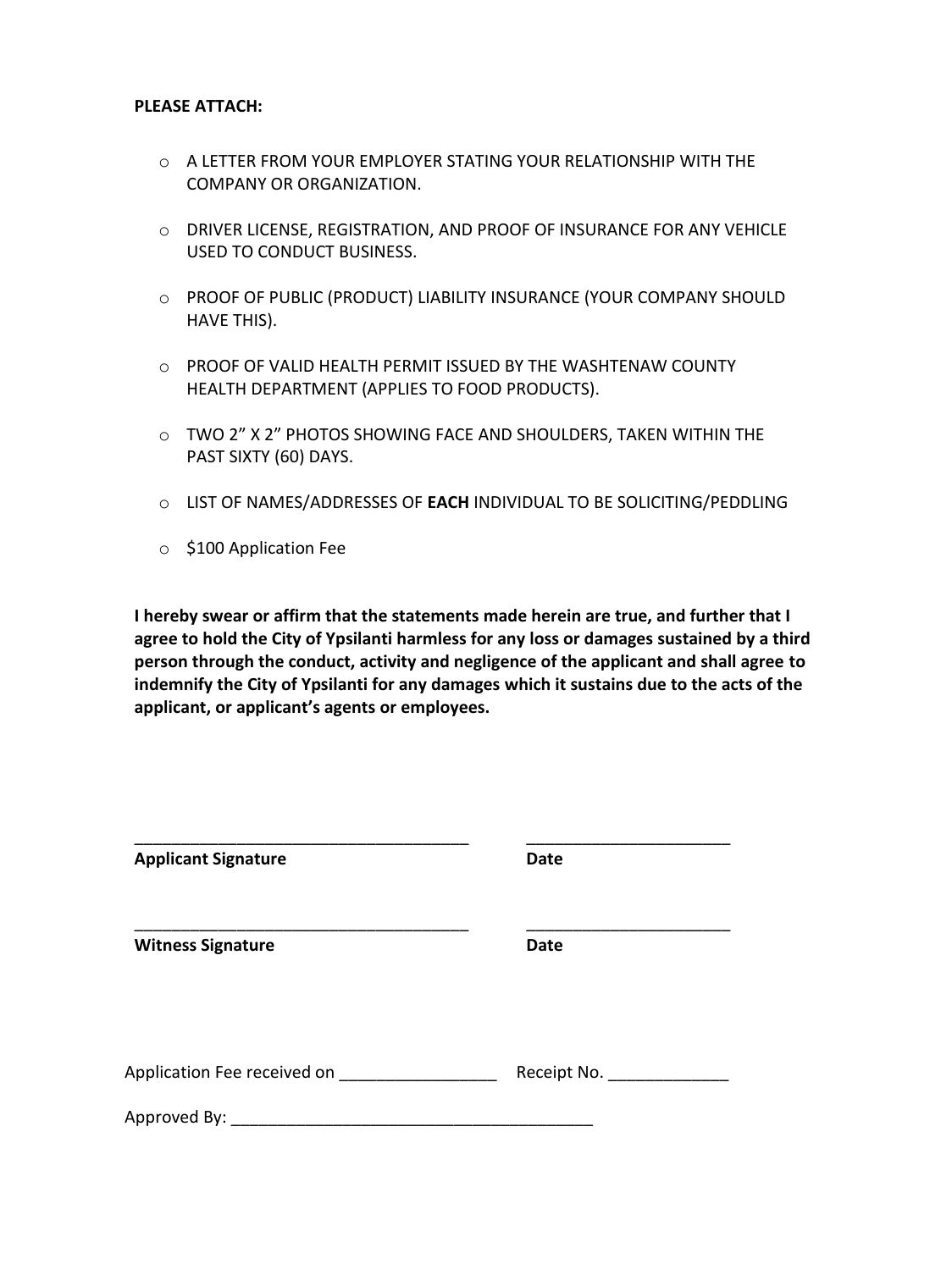**PLEASE ATTACH:**

- A LETTER FROM YOUR EMPLOYER STATING YOUR RELATIONSHIP WITH THE COMPANY OR ORGANIZATION.
- DRIVER LICENSE, REGISTRATION, AND PROOF OF INSURANCE FOR ANY VEHICLE USED TO CONDUCT BUSINESS.
- PROOF OF PUBLIC (PRODUCT) LIABILITY INSURANCE (YOUR COMPANY SHOULD HAVE THIS).
- PROOF OF VALID HEALTH PERMIT ISSUED BY THE WASHTENAW COUNTY HEALTH DEPARTMENT (APPLIES TO FOOD PRODUCTS).
- TWO 2" X 2" PHOTOS SHOWING FACE AND SHOULDERS, TAKEN WITHIN THE PAST SIXTY (60) DAYS.
- LIST OF NAMES/ADDRESSES OF **EACH** INDIVIDUAL TO BE SOLICITING/PEDDLING
- $100 Application Fee

**I hereby swear or affirm that the statements made herein are true, and further that I agree to hold the City of Ypsilanti harmless for any loss or damages sustained by a third person through the conduct, activity and negligence of the applicant and shall agree to indemnify the City of Ypsilanti for any damages which it sustains due to the acts of the applicant, or applicant's agents or employees.**

_____________________________________ _______________________

**Applicant Signature** **Date**

_____________________________________ _______________________

**Witness Signature** **Date**

Application Fee received on _________________ Receipt No. _____________

Approved By: _______________________________________